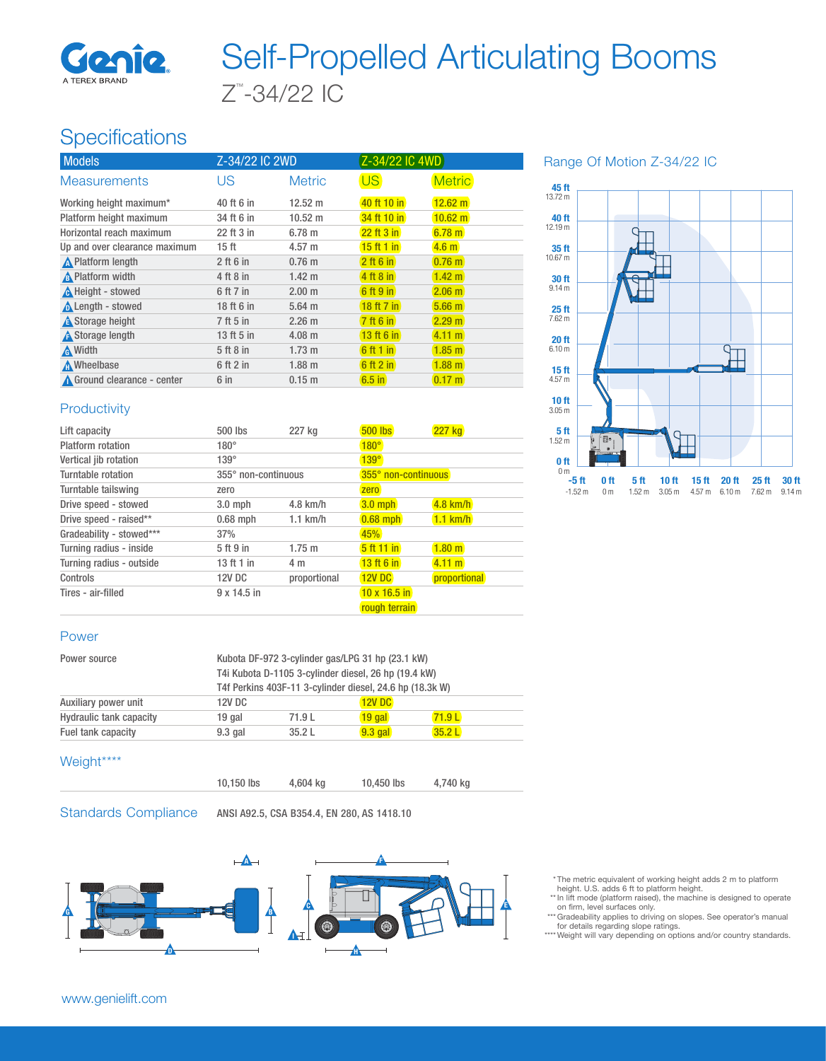# Self-Propelled Articulating Booms

## Z™-34/22 IC

## Specifications

| Models | Z-34/22 IC 2WD | | Z-34/22 IC 4WD | |
|---|---|---|---|---|
| **Measurements** | **US** | **Metric** | **US** | **Metric** |
| Working height maximum* | 40 ft 6 in | 12.52 m | 40 ft 10 in | 12.62 m |
| Platform height maximum | 34 ft 6 in | 10.52 m | 34 ft 10 in | 10.62 m |
| Horizontal reach maximum | 22 ft 3 in | 6.78 m | 22 ft 3 in | 6.78 m |
| Up and over clearance maximum | 15 ft | 4.57 m | 15 ft 1 in | 4.6 m |
| A Platform length | 2 ft 6 in | 0.76 m | 2 ft 6 in | 0.76 m |
| B Platform width | 4 ft 8 in | 1.42 m | 4 ft 8 in | 1.42 m |
| C Height - stowed | 6 ft 7 in | 2.00 m | 6 ft 9 in | 2.06 m |
| D Length - stowed | 18 ft 6 in | 5.64 m | 18 ft 7 in | 5.66 m |
| E Storage height | 7 ft 5 in | 2.26 m | 7 ft 6 in | 2.29 m |
| F Storage length | 13 ft 5 in | 4.08 m | 13 ft 6 in | 4.11 m |
| G Width | 5 ft 8 in | 1.73 m | 6 ft 1 in | 1.85 m |
| H Wheelbase | 6 ft 2 in | 1.88 m | 6 ft 2 in | 1.88 m |
| I Ground clearance - center | 6 in | 0.15 m | 6.5 in | 0.17 m |

### Productivity

| | | | | |
|---|---|---|---|---|
| Lift capacity | 500 lbs | 227 kg | 500 lbs | 227 kg |
| Platform rotation | 180° | | 180° | |
| Vertical jib rotation | 139° | | 139° | |
| Turntable rotation | 355° non-continuous | | 355° non-continuous | |
| Turntable tailswing | zero | | zero | |
| Drive speed - stowed | 3.0 mph | 4.8 km/h | 3.0 mph | 4.8 km/h |
| Drive speed - raised** | 0.68 mph | 1.1 km/h | 0.68 mph | 1.1 km/h |
| Gradeability - stowed*** | 37% | | 45% | |
| Turning radius - inside | 5 ft 9 in | 1.75 m | 5 ft 11 in | 1.80 m |
| Turning radius - outside | 13 ft 1 in | 4 m | 13 ft 6 in | 4.11 m |
| Controls | 12V DC | proportional | 12V DC | proportional |
| Tires - air-filled | 9 x 14.5 in | | 10 x 16.5 in rough terrain | |

### Power

| | | | | |
|---|---|---|---|---|
| Power source | Kubota DF-972 3-cylinder gas/LPG 31 hp (23.1 kW)<br>T4i Kubota D-1105 3-cylinder diesel, 26 hp (19.4 kW)<br>T4f Perkins 403F-11 3-cylinder diesel, 24.6 hp (18.3k W) | | | |
| Auxiliary power unit | 12V DC | | 12V DC | |
| Hydraulic tank capacity | 19 gal | 71.9 L | 19 gal | 71.9 L |
| Fuel tank capacity | 9.3 gal | 35.2 L | 9.3 gal | 35.2 L |

### Weight****

| | | | | |
|---|---|---|---|---|
| | 10,150 lbs | 4,604 kg | 10,450 lbs | 4,740 kg |

### Standards Compliance

ANSI A92.5, CSA B354.4, EN 280, AS 1418.10

### Range Of Motion Z-34/22 IC

45 ft 13.72 m
40 ft 12.19 m
35 ft 10.67 m
30 ft 9.14 m
25 ft 7.62 m
20 ft 6.10 m
15 ft 4.57 m
10 ft 3.05 m
5 ft 1.52 m
0 ft 0 m

-5 ft -1.52 m
0 ft 0 m
5 ft 1.52 m
10 ft 3.05 m
15 ft 4.57 m
20 ft 6.10 m
25 ft 7.62 m
30 ft 9.14 m

A B C D E F G H I

\* The metric equivalent of working height adds 2 m to platform height. U.S. adds 6 ft to platform height.
\*\* In lift mode (platform raised), the machine is designed to operate on firm, level surfaces only.
\*\*\* Gradeability applies to driving on slopes. See operator's manual for details regarding slope ratings.
\*\*\*\* Weight will vary depending on options and/or country standards.

www.genielift.com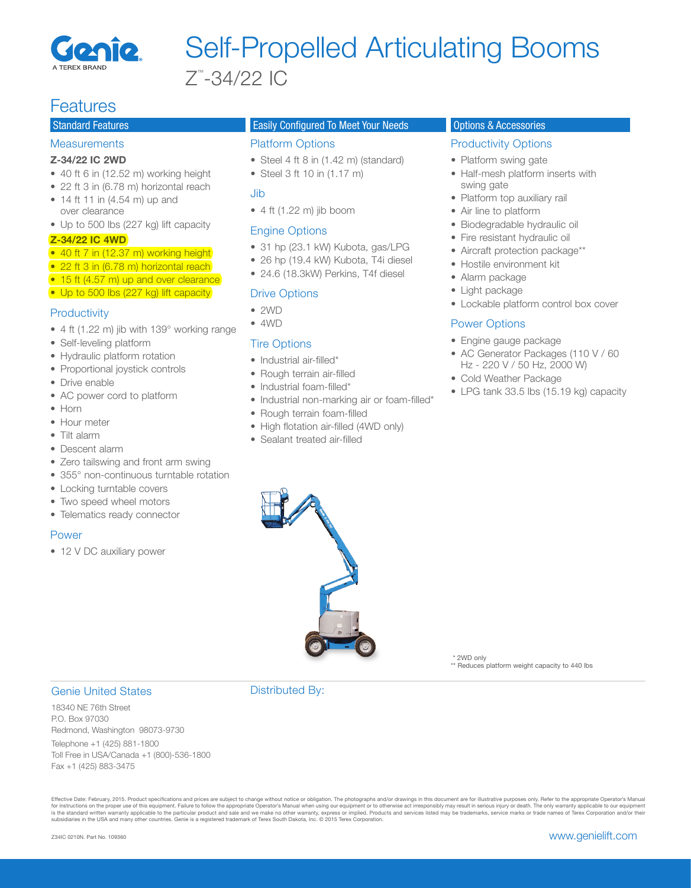# Self-Propelled Articulating Booms

Z™-34/22 IC

## Features

### Standard Features

#### Measurements

**Z-34/22 IC 2WD**

- 40 ft 6 in (12.52 m) working height
- 22 ft 3 in (6.78 m) horizontal reach
- 14 ft 11 in (4.54 m) up and over clearance
- Up to 500 lbs (227 kg) lift capacity

**Z-34/22 IC 4WD**

- 40 ft 7 in (12.37 m) working height
- 22 ft 3 in (6.78 m) horizontal reach
- 15 ft (4.57 m) up and over clearance
- Up to 500 lbs (227 kg) lift capacity

#### Productivity

- 4 ft (1.22 m) jib with 139° working range
- Self-leveling platform
- Hydraulic platform rotation
- Proportional joystick controls
- Drive enable
- AC power cord to platform
- Horn
- Hour meter
- Tilt alarm
- Descent alarm
- Zero tailswing and front arm swing
- 355° non-continuous turntable rotation
- Locking turntable covers
- Two speed wheel motors
- Telematics ready connector

#### Power

- 12 V DC auxiliary power

### Easily Configured To Meet Your Needs

#### Platform Options

- Steel 4 ft 8 in (1.42 m) (standard)
- Steel 3 ft 10 in (1.17 m)

#### Jib

- 4 ft (1.22 m) jib boom

#### Engine Options

- 31 hp (23.1 kW) Kubota, gas/LPG
- 26 hp (19.4 kW) Kubota, T4i diesel
- 24.6 (18.3kW) Perkins, T4f diesel

#### Drive Options

- 2WD
- 4WD

#### Tire Options

- Industrial air-filled*
- Rough terrain air-filled
- Industrial foam-filled*
- Industrial non-marking air or foam-filled*
- Rough terrain foam-filled
- High flotation air-filled (4WD only)
- Sealant treated air-filled

### Options & Accessories

#### Productivity Options

- Platform swing gate
- Half-mesh platform inserts with swing gate
- Platform top auxiliary rail
- Air line to platform
- Biodegradable hydraulic oil
- Fire resistant hydraulic oil
- Aircraft protection package**
- Hostile environment kit
- Alarm package
- Light package
- Lockable platform control box cover

#### Power Options

- Engine gauge package
- AC Generator Packages (110 V / 60 Hz - 220 V / 50 Hz, 2000 W)
- Cold Weather Package
- LPG tank 33.5 lbs (15.19 kg) capacity

\* 2WD only
** Reduces platform weight capacity to 440 lbs

#### Genie United States

18340 NE 76th Street
P.O. Box 97030
Redmond, Washington 98073-9730
Telephone +1 (425) 881-1800
Toll Free in USA/Canada +1 (800)-536-1800
Fax +1 (425) 883-3475

Distributed By:

Effective Date: February, 2015. Product specifications and prices are subject to change without notice or obligation. The photographs and/or drawings in this document are for illustrative purposes only. Refer to the appropriate Operator's Manual for instructions on the proper use of this equipment. Failure to follow the appropriate Operator's Manual when using our equipment or to otherwise act irresponsibly may result in serious injury or death. The only warranty applicable to our equipment is the standard written warranty applicable to the particular product and sale and we make no other warranty, express or implied. Products and services listed may be trademarks, service marks or trade names of Terex Corporation and/or their subsidiaries in the USA and many other countries. Genie is a registered trademark of Terex South Dakota, Inc. © 2015 Terex Corporation.

Z34IC 0210N. Part No. 109360

www.genielift.com